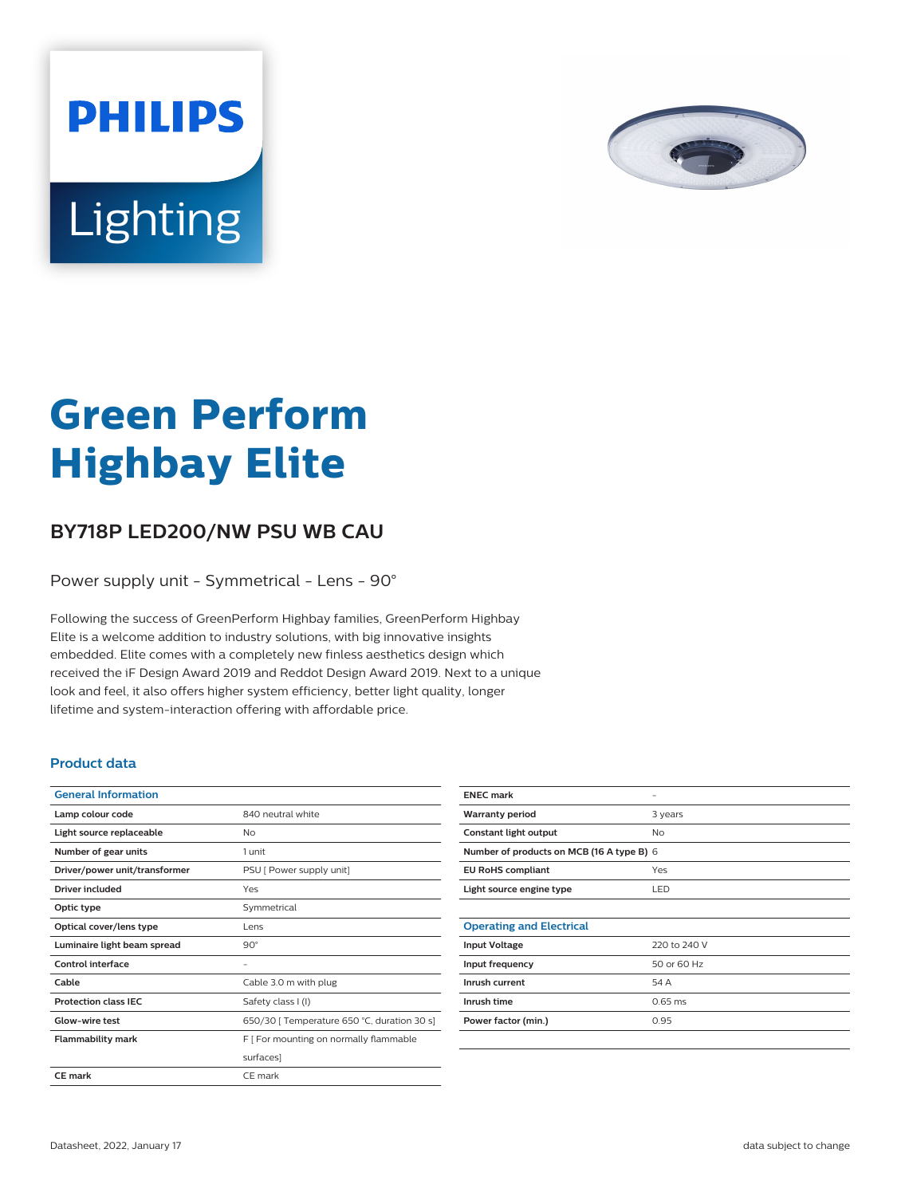PHILIPS

Lighting

# Green Perform Highbay Elite

## BY718P LED200/NW PSU WB CAU

Power supply unit - Symmetrical - Lens - 90°

Following the success of GreenPerform Highbay families, GreenPerform Highbay Elite is a welcome addition to industry solutions, with big innovative insights embedded. Elite comes with a completely new finless aesthetics design which received the iF Design Award 2019 and Reddot Design Award 2019. Next to a unique look and feel, it also offers higher system efficiency, better light quality, longer lifetime and system-interaction offering with affordable price.

### Product data

| General Information | |
|---|---|
| Lamp colour code | 840 neutral white |
| Light source replaceable | No |
| Number of gear units | 1 unit |
| Driver/power unit/transformer | PSU [ Power supply unit] |
| Driver included | Yes |
| Optic type | Symmetrical |
| Optical cover/lens type | Lens |
| Luminaire light beam spread | 90° |
| Control interface | - |
| Cable | Cable 3.0 m with plug |
| Protection class IEC | Safety class I (I) |
| Glow-wire test | 650/30 [ Temperature 650 °C, duration 30 s] |
| Flammability mark | F [ For mounting on normally flammable surfaces] |
| CE mark | CE mark |
| ENEC mark | - |
| Warranty period | 3 years |
| Constant light output | No |
| Number of products on MCB (16 A type B) | 6 |
| EU RoHS compliant | Yes |
| Light source engine type | LED |

| Operating and Electrical | |
|---|---|
| Input Voltage | 220 to 240 V |
| Input frequency | 50 or 60 Hz |
| Inrush current | 54 A |
| Inrush time | 0.65 ms |
| Power factor (min.) | 0.95 |

Datasheet, 2022, January 17

data subject to change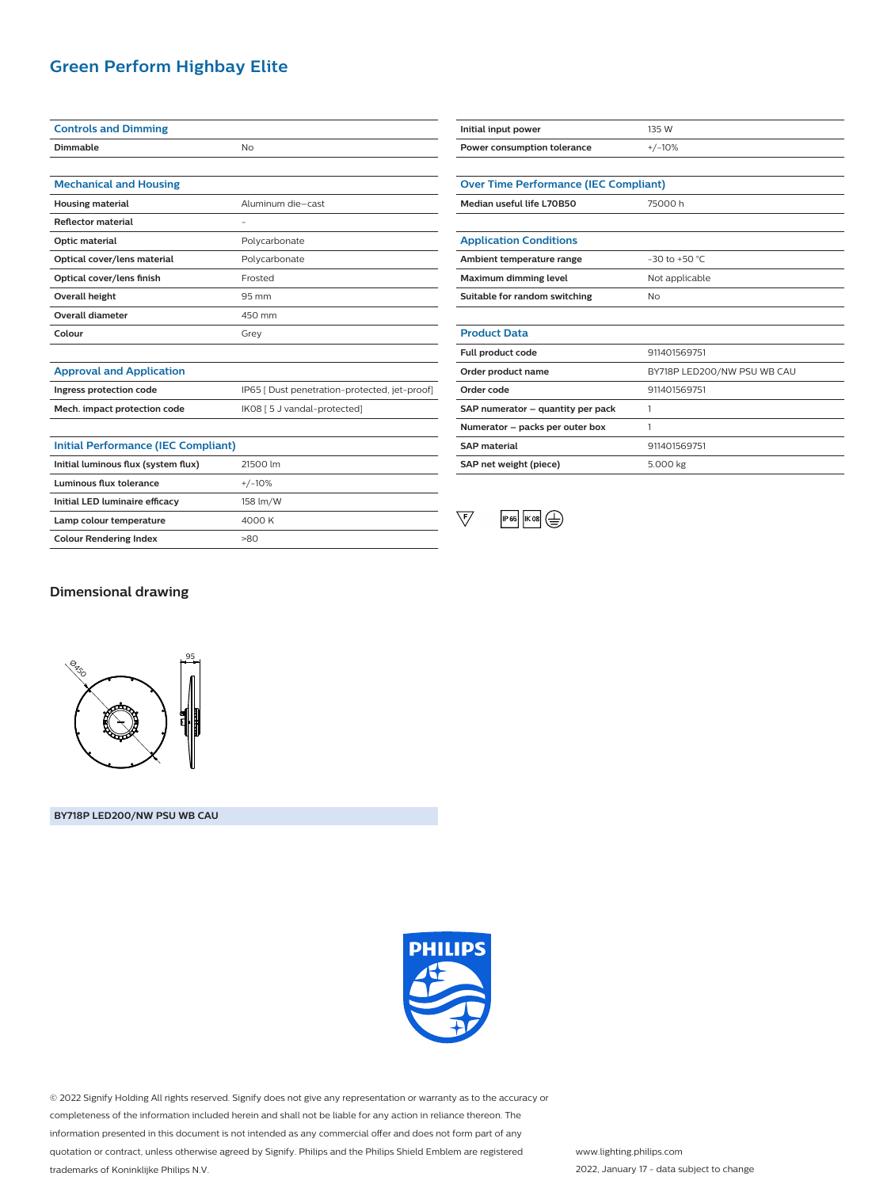# Green Perform Highbay Elite

## Controls and Dimming

| | |
|---|---|
| Dimmable | No |

## Mechanical and Housing

| | |
|---|---|
| Housing material | Aluminum die-cast |
| Reflector material | - |
| Optic material | Polycarbonate |
| Optical cover/lens material | Polycarbonate |
| Optical cover/lens finish | Frosted |
| Overall height | 95 mm |
| Overall diameter | 450 mm |
| Colour | Grey |

## Approval and Application

| | |
|---|---|
| Ingress protection code | IP65 [ Dust penetration-protected, jet-proof] |
| Mech. impact protection code | IK08 [ 5 J vandal-protected] |

## Initial Performance (IEC Compliant)

| | |
|---|---|
| Initial luminous flux (system flux) | 21500 lm |
| Luminous flux tolerance | +/-10% |
| Initial LED luminaire efficacy | 158 lm/W |
| Lamp colour temperature | 4000 K |
| Colour Rendering Index | >80 |
| Initial input power | 135 W |
| Power consumption tolerance | +/-10% |

## Over Time Performance (IEC Compliant)

| | |
|---|---|
| Median useful life L70B50 | 75000 h |

## Application Conditions

| | |
|---|---|
| Ambient temperature range | -30 to +50 °C |
| Maximum dimming level | Not applicable |
| Suitable for random switching | No |

## Product Data

| | |
|---|---|
| Full product code | 911401569751 |
| Order product name | BY718P LED200/NW PSU WB CAU |
| Order code | 911401569751 |
| SAP numerator – quantity per pack | 1 |
| Numerator – packs per outer box | 1 |
| SAP material | 911401569751 |
| SAP net weight (piece) | 5.000 kg |

F IP65 IK08

## Dimensional drawing

Ø450

95

**BY718P LED200/NW PSU WB CAU**

PHILIPS

© 2022 Signify Holding All rights reserved. Signify does not give any representation or warranty as to the accuracy or completeness of the information included herein and shall not be liable for any action in reliance thereon. The information presented in this document is not intended as any commercial offer and does not form part of any quotation or contract, unless otherwise agreed by Signify. Philips and the Philips Shield Emblem are registered trademarks of Koninklijke Philips N.V.

www.lighting.philips.com
2022, January 17 - data subject to change